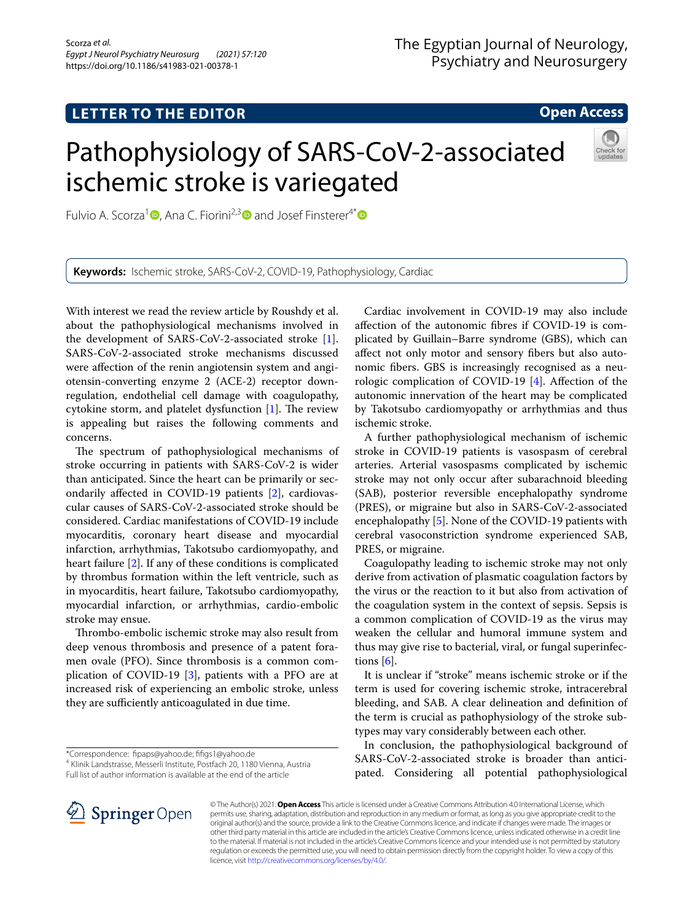LETTER TO THE EDITOR

Open Access

# Pathophysiology of SARS-CoV-2-associated ischemic stroke is variegated

Fulvio A. Scorza[1], Ana C. Fiorini[2,3] and Josef Finsterer[4*]

**Keywords:** Ischemic stroke, SARS-CoV-2, COVID-19, Pathophysiology, Cardiac

With interest we read the review article by Roushdy et al. about the pathophysiological mechanisms involved in the development of SARS-CoV-2-associated stroke [1]. SARS-CoV-2-associated stroke mechanisms discussed were affection of the renin angiotensin system and angiotensin-converting enzyme 2 (ACE-2) receptor downregulation, endothelial cell damage with coagulopathy, cytokine storm, and platelet dysfunction [1]. The review is appealing but raises the following comments and concerns.

The spectrum of pathophysiological mechanisms of stroke occurring in patients with SARS-CoV-2 is wider than anticipated. Since the heart can be primarily or secondarily affected in COVID-19 patients [2], cardiovascular causes of SARS-CoV-2-associated stroke should be considered. Cardiac manifestations of COVID-19 include myocarditis, coronary heart disease and myocardial infarction, arrhythmias, Takotsubo cardiomyopathy, and heart failure [2]. If any of these conditions is complicated by thrombus formation within the left ventricle, such as in myocarditis, heart failure, Takotsubo cardiomyopathy, myocardial infarction, or arrhythmias, cardio-embolic stroke may ensue.

Thrombo-embolic ischemic stroke may also result from deep venous thrombosis and presence of a patent foramen ovale (PFO). Since thrombosis is a common complication of COVID-19 [3], patients with a PFO are at increased risk of experiencing an embolic stroke, unless they are sufficiently anticoagulated in due time.

Cardiac involvement in COVID-19 may also include affection of the autonomic fibres if COVID-19 is complicated by Guillain–Barre syndrome (GBS), which can affect not only motor and sensory fibers but also autonomic fibers. GBS is increasingly recognised as a neurologic complication of COVID-19 [4]. Affection of the autonomic innervation of the heart may be complicated by Takotsubo cardiomyopathy or arrhythmias and thus ischemic stroke.

A further pathophysiological mechanism of ischemic stroke in COVID-19 patients is vasospasm of cerebral arteries. Arterial vasospasms complicated by ischemic stroke may not only occur after subarachnoid bleeding (SAB), posterior reversible encephalopathy syndrome (PRES), or migraine but also in SARS-CoV-2-associated encephalopathy [5]. None of the COVID-19 patients with cerebral vasoconstriction syndrome experienced SAB, PRES, or migraine.

Coagulopathy leading to ischemic stroke may not only derive from activation of plasmatic coagulation factors by the virus or the reaction to it but also from activation of the coagulation system in the context of sepsis. Sepsis is a common complication of COVID-19 as the virus may weaken the cellular and humoral immune system and thus may give rise to bacterial, viral, or fungal superinfections [6].

It is unclear if “stroke” means ischemic stroke or if the term is used for covering ischemic stroke, intracerebral bleeding, and SAB. A clear delineation and definition of the term is crucial as pathophysiology of the stroke subtypes may vary considerably between each other.

In conclusion, the pathophysiological background of SARS-CoV-2-associated stroke is broader than anticipated. Considering all potential pathophysiological

*Correspondence: fipaps@yahoo.de; fifigs1@yahoo.de
[4] Klinik Landstrasse, Messerli Institute, Postfach 20, 1180 Vienna, Austria
Full list of author information is available at the end of the article

© The Author(s) 2021. **Open Access** This article is licensed under a Creative Commons Attribution 4.0 International License, which permits use, sharing, adaptation, distribution and reproduction in any medium or format, as long as you give appropriate credit to the original author(s) and the source, provide a link to the Creative Commons licence, and indicate if changes were made. The images or other third party material in this article are included in the article's Creative Commons licence, unless indicated otherwise in a credit line to the material. If material is not included in the article's Creative Commons licence and your intended use is not permitted by statutory regulation or exceeds the permitted use, you will need to obtain permission directly from the copyright holder. To view a copy of this licence, visit http://creativecommons.org/licenses/by/4.0/.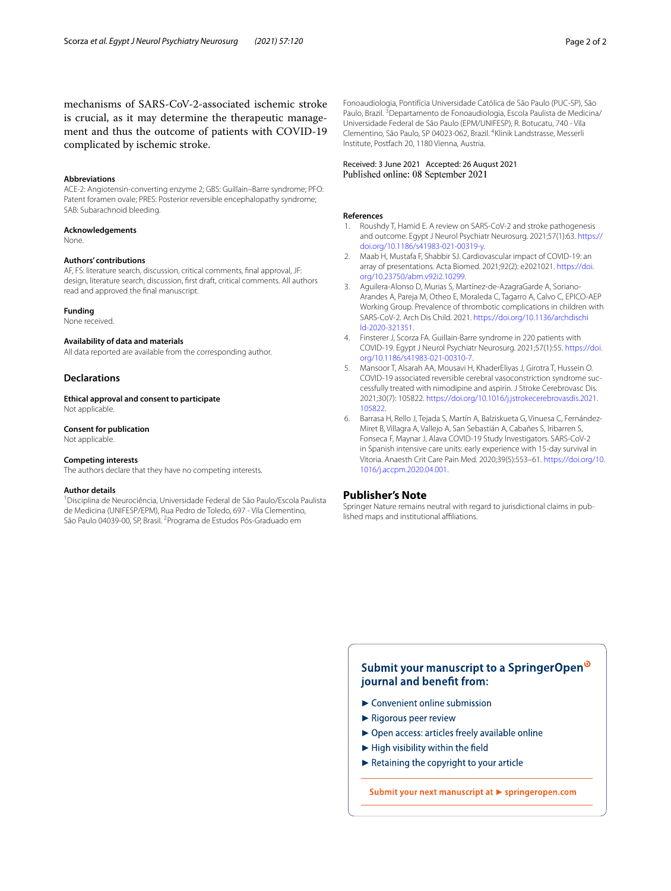mechanisms of SARS-CoV-2-associated ischemic stroke is crucial, as it may determine the therapeutic management and thus the outcome of patients with COVID-19 complicated by ischemic stroke.

### Abbreviations

ACE-2: Angiotensin-converting enzyme 2; GBS: Guillain–Barre syndrome; PFO: Patent foramen ovale; PRES: Posterior reversible encephalopathy syndrome; SAB: Subarachnoid bleeding.

### Acknowledgements

None.

### Authors' contributions

AF, FS: literature search, discussion, critical comments, final approval, JF: design, literature search, discussion, first draft, critical comments. All authors read and approved the final manuscript.

### Funding

None received.

### Availability of data and materials

All data reported are available from the corresponding author.

## Declarations

### Ethical approval and consent to participate

Not applicable.

### Consent for publication

Not applicable.

### Competing interests

The authors declare that they have no competing interests.

### Author details

[1]Disciplina de Neurociência, Universidade Federal de São Paulo/Escola Paulista de Medicina (UNIFESP/EPM), Rua Pedro de Toledo, 697 - Vila Clementino, São Paulo 04039-00, SP, Brasil. [2]Programa de Estudos Pós-Graduado em Fonoaudiologia, Pontifícia Universidade Católica de São Paulo (PUC-SP), São Paulo, Brazil. [3]Departamento de Fonoaudiologia, Escola Paulista de Medicina/Universidade Federal de São Paulo (EPM/UNIFESP), R. Botucatu, 740 - Vila Clementino, São Paulo, SP 04023-062, Brazil. [4]Klinik Landstrasse, Messerli Institute, Postfach 20, 1180 Vienna, Austria.

Received: 3 June 2021 Accepted: 26 August 2021
Published online: 08 September 2021

### References

1. Roushdy T, Hamid E. A review on SARS-CoV-2 and stroke pathogenesis and outcome. Egypt J Neurol Psychiatr Neurosurg. 2021;57(1):63. https://doi.org/10.1186/s41983-021-00319-y.
2. Maab H, Mustafa F, Shabbir SJ. Cardiovascular impact of COVID-19: an array of presentations. Acta Biomed. 2021;92(2): e2021021. https://doi.org/10.23750/abm.v92i2.10299.
3. Aguilera-Alonso D, Murias S, Martínez-de-AzagraGarde A, Soriano-Arandes A, Pareja M, Otheo E, Moraleda C, Tagarro A, Calvo C, EPICO-AEP Working Group. Prevalence of thrombotic complications in children with SARS-CoV-2. Arch Dis Child. 2021. https://doi.org/10.1136/archdischild-2020-321351.
4. Finsterer J, Scorza FA. Guillain-Barre syndrome in 220 patients with COVID-19. Egypt J Neurol Psychiatr Neurosurg. 2021;57(1):55. https://doi.org/10.1186/s41983-021-00310-7.
5. Mansoor T, Alsarah AA, Mousavi H, KhaderEliyas J, Girotra T, Hussein O. COVID-19 associated reversible cerebral vasoconstriction syndrome successfully treated with nimodipine and aspirin. J Stroke Cerebrovasc Dis. 2021;30(7): 105822. https://doi.org/10.1016/j.jstrokecerebrovasdis.2021.105822.
6. Barrasa H, Rello J, Tejada S, Martín A, Balziskueta G, Vinuesa C, Fernández-Miret B, Villagra A, Vallejo A, San Sebastián A, Cabañes S, Iribarren S, Fonseca F, Maynar J, Alava COVID-19 Study Investigators. SARS-CoV-2 in Spanish intensive care units: early experience with 15-day survival in Vitoria. Anaesth Crit Care Pain Med. 2020;39(5):553–61. https://doi.org/10.1016/j.accpm.2020.04.001.

## Publisher's Note

Springer Nature remains neutral with regard to jurisdictional claims in published maps and institutional affiliations.

**Submit your manuscript to a SpringerOpen journal and benefit from:**

- ▶ Convenient online submission
- ▶ Rigorous peer review
- ▶ Open access: articles freely available online
- ▶ High visibility within the field
- ▶ Retaining the copyright to your article

**Submit your next manuscript at ▶ springeropen.com**